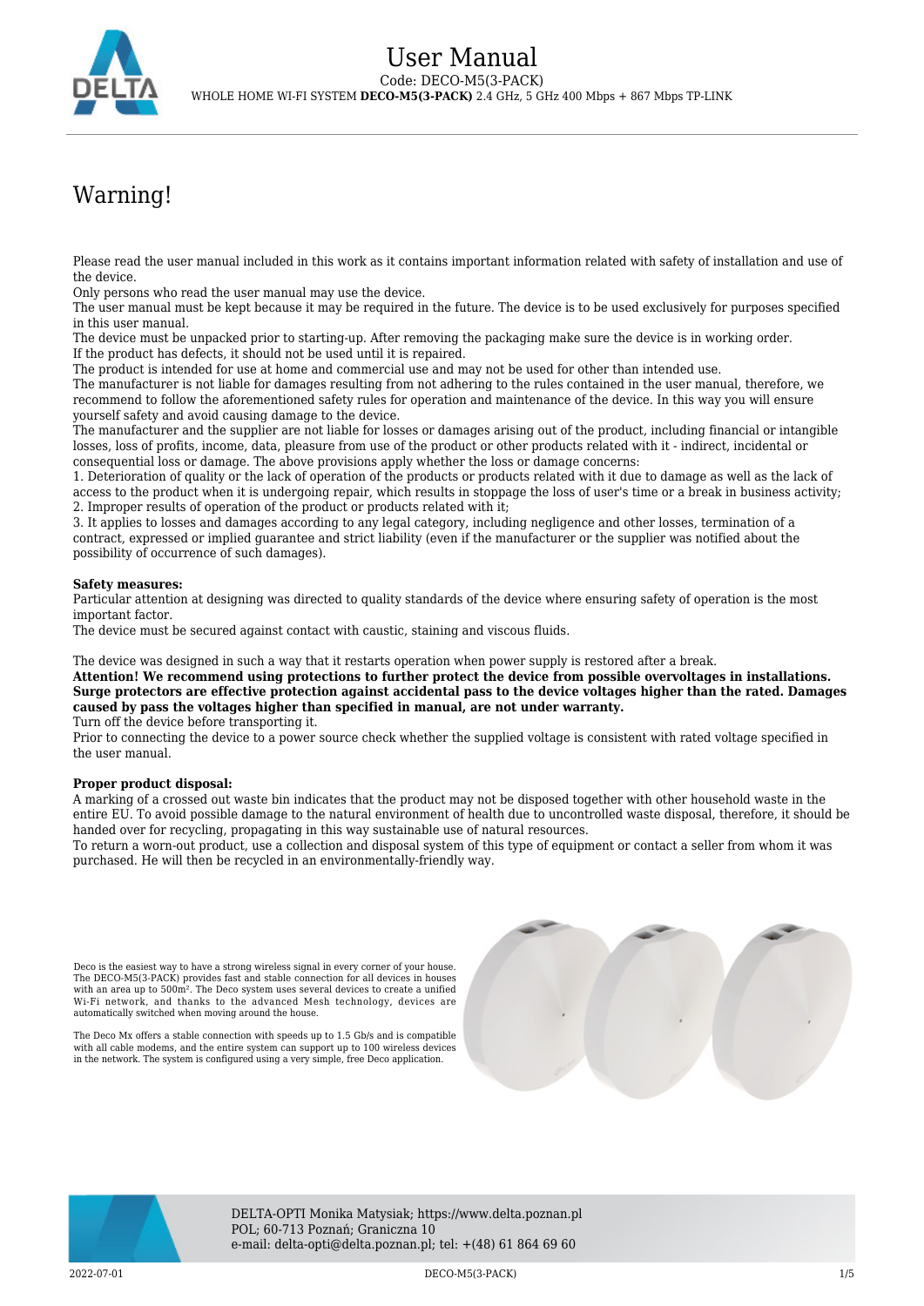# User Manual

Code: DECO-M5(3-PACK)

WHOLE HOME WI-FI SYSTEM **DECO-M5(3-PACK)** 2.4 GHz, 5 GHz 400 Mbps + 867 Mbps TP-LINK

## Warning!

Please read the user manual included in this work as it contains important information related with safety of installation and use of the device.

Only persons who read the user manual may use the device.

The user manual must be kept because it may be required in the future. The device is to be used exclusively for purposes specified in this user manual.

The device must be unpacked prior to starting-up. After removing the packaging make sure the device is in working order.

If the product has defects, it should not be used until it is repaired.

The product is intended for use at home and commercial use and may not be used for other than intended use.

The manufacturer is not liable for damages resulting from not adhering to the rules contained in the user manual, therefore, we recommend to follow the aforementioned safety rules for operation and maintenance of the device. In this way you will ensure yourself safety and avoid causing damage to the device.

The manufacturer and the supplier are not liable for losses or damages arising out of the product, including financial or intangible losses, loss of profits, income, data, pleasure from use of the product or other products related with it - indirect, incidental or consequential loss or damage. The above provisions apply whether the loss or damage concerns:

1. Deterioration of quality or the lack of operation of the products or products related with it due to damage as well as the lack of access to the product when it is undergoing repair, which results in stoppage the loss of user's time or a break in business activity;
2. Improper results of operation of the product or products related with it;
3. It applies to losses and damages according to any legal category, including negligence and other losses, termination of a contract, expressed or implied guarantee and strict liability (even if the manufacturer or the supplier was notified about the possibility of occurrence of such damages).

**Safety measures:**

Particular attention at designing was directed to quality standards of the device where ensuring safety of operation is the most important factor.

The device must be secured against contact with caustic, staining and viscous fluids.

The device was designed in such a way that it restarts operation when power supply is restored after a break.

**Attention! We recommend using protections to further protect the device from possible overvoltages in installations. Surge protectors are effective protection against accidental pass to the device voltages higher than the rated. Damages caused by pass the voltages higher than specified in manual, are not under warranty.**

Turn off the device before transporting it.

Prior to connecting the device to a power source check whether the supplied voltage is consistent with rated voltage specified in the user manual.

**Proper product disposal:**

A marking of a crossed out waste bin indicates that the product may not be disposed together with other household waste in the entire EU. To avoid possible damage to the natural environment of health due to uncontrolled waste disposal, therefore, it should be handed over for recycling, propagating in this way sustainable use of natural resources.

To return a worn-out product, use a collection and disposal system of this type of equipment or contact a seller from whom it was purchased. He will then be recycled in an environmentally-friendly way.

Deco is the easiest way to have a strong wireless signal in every corner of your house. The DECO-M5(3-PACK) provides fast and stable connection for all devices in houses with an area up to 500m². The Deco system uses several devices to create a unified Wi-Fi network, and thanks to the advanced Mesh technology, devices are automatically switched when moving around the house.

The Deco Mx offers a stable connection with speeds up to 1.5 Gb/s and is compatible with all cable modems, and the entire system can support up to 100 wireless devices in the network. The system is configured using a very simple, free Deco application.

DELTA-OPTI Monika Matysiak; https://www.delta.poznan.pl
POL; 60-713 Poznań; Graniczna 10
e-mail: delta-opti@delta.poznan.pl; tel: +(48) 61 864 69 60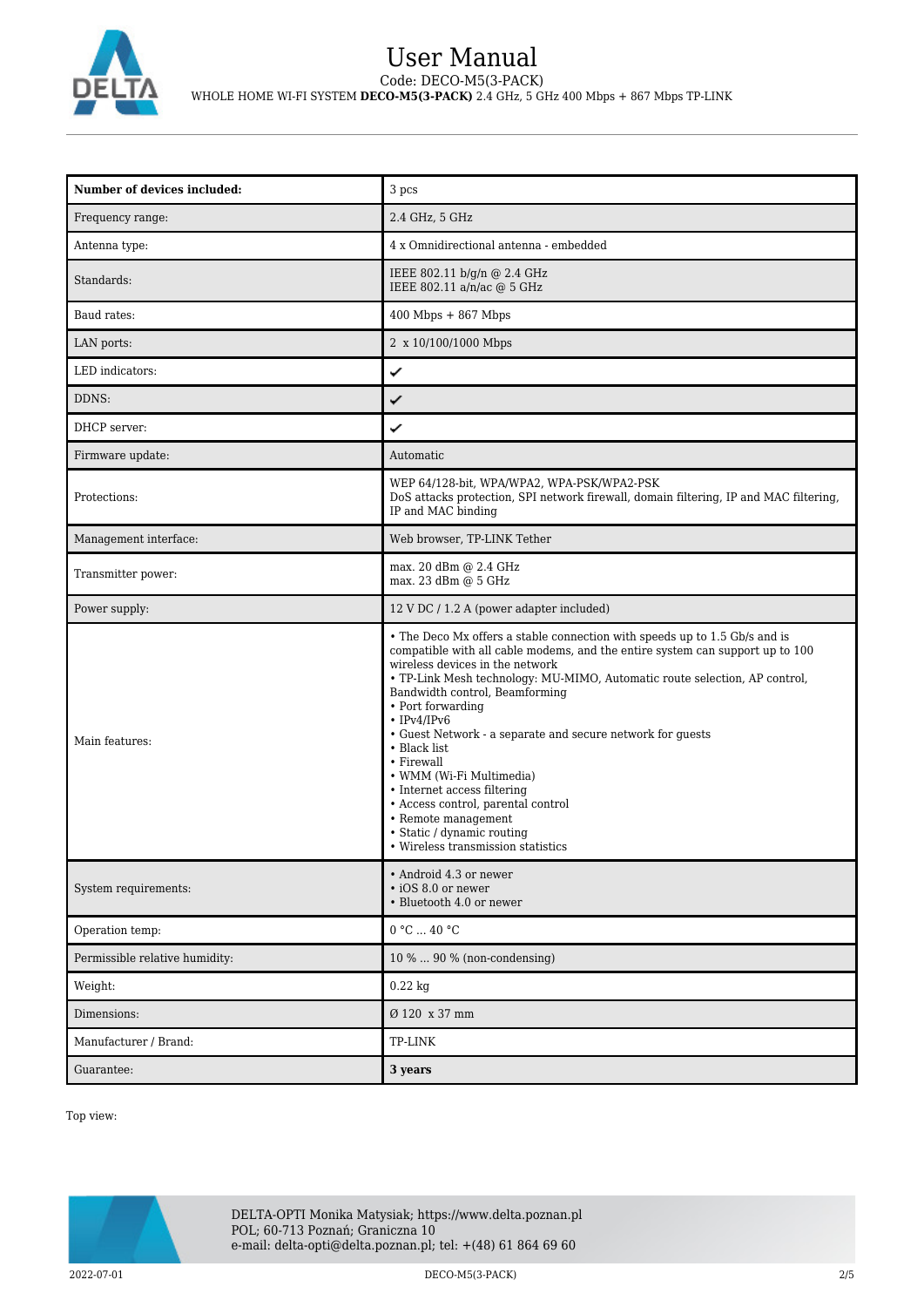| Number of devices included: | 3 pcs |
|---|---|
| Frequency range: | 2.4 GHz, 5 GHz |
| Antenna type: | 4 x Omnidirectional antenna - embedded |
| Standards: | IEEE 802.11 b/g/n @ 2.4 GHz<br>IEEE 802.11 a/n/ac @ 5 GHz |
| Baud rates: | 400 Mbps + 867 Mbps |
| LAN ports: | 2 x 10/100/1000 Mbps |
| LED indicators: | ✓ |
| DDNS: | ✓ |
| DHCP server: | ✓ |
| Firmware update: | Automatic |
| Protections: | WEP 64/128-bit, WPA/WPA2, WPA-PSK/WPA2-PSK<br>DoS attacks protection, SPI network firewall, domain filtering, IP and MAC filtering, IP and MAC binding |
| Management interface: | Web browser, TP-LINK Tether |
| Transmitter power: | max. 20 dBm @ 2.4 GHz<br>max. 23 dBm @ 5 GHz |
| Power supply: | 12 V DC / 1.2 A (power adapter included) |
| Main features: | • The Deco Mx offers a stable connection with speeds up to 1.5 Gb/s and is compatible with all cable modems, and the entire system can support up to 100 wireless devices in the network<br>• TP-Link Mesh technology: MU-MIMO, Automatic route selection, AP control, Bandwidth control, Beamforming<br>• Port forwarding<br>• IPv4/IPv6<br>• Guest Network - a separate and secure network for guests<br>• Black list<br>• Firewall<br>• WMM (Wi-Fi Multimedia)<br>• Internet access filtering<br>• Access control, parental control<br>• Remote management<br>• Static / dynamic routing<br>• Wireless transmission statistics |
| System requirements: | • Android 4.3 or newer<br>• iOS 8.0 or newer<br>• Bluetooth 4.0 or newer |
| Operation temp: | 0 °C ... 40 °C |
| Permissible relative humidity: | 10 % ... 90 % (non-condensing) |
| Weight: | 0.22 kg |
| Dimensions: | Ø 120 x 37 mm |
| Manufacturer / Brand: | TP-LINK |
| Guarantee: | **3 years** |

Top view: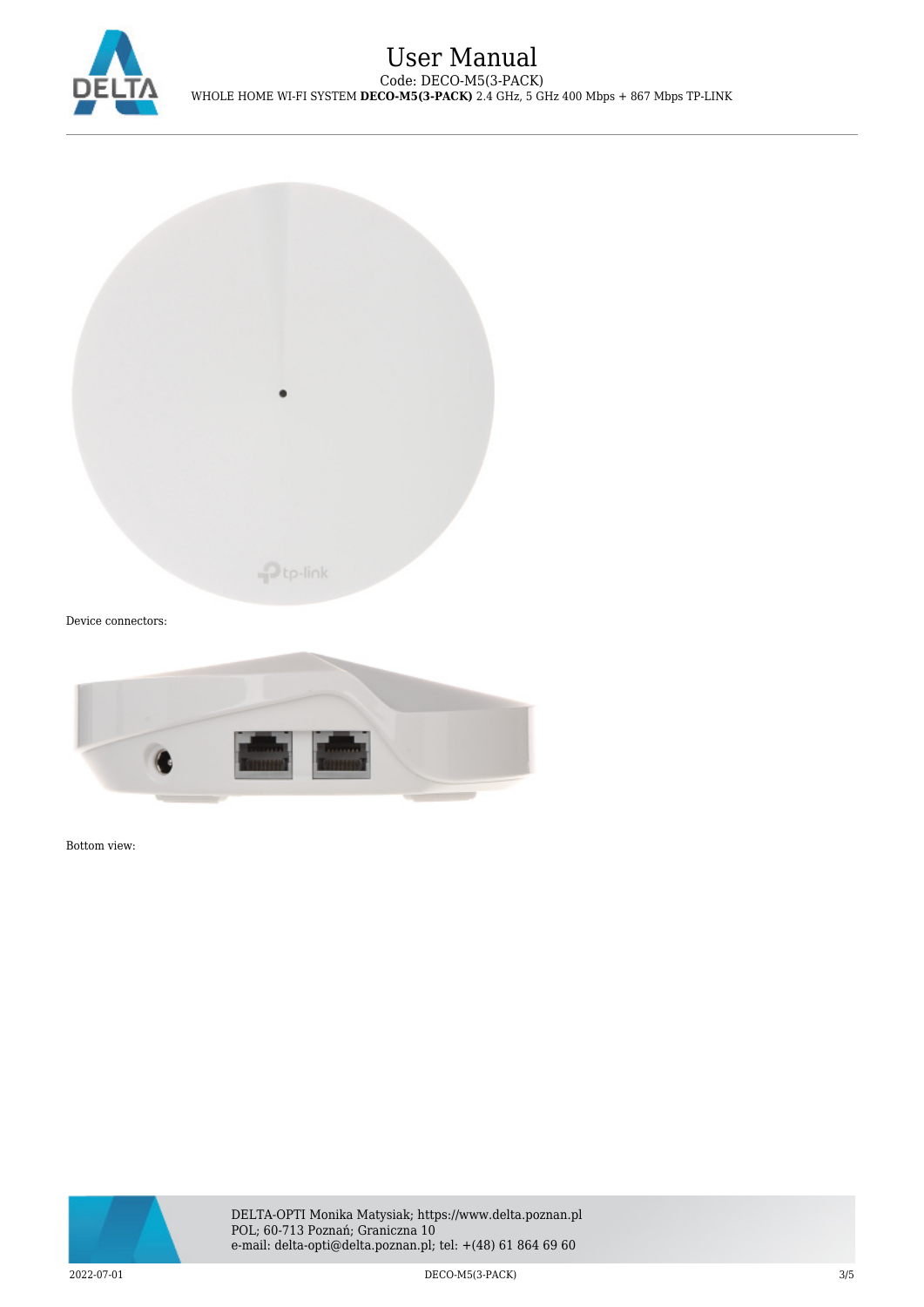Device connectors:

Bottom view: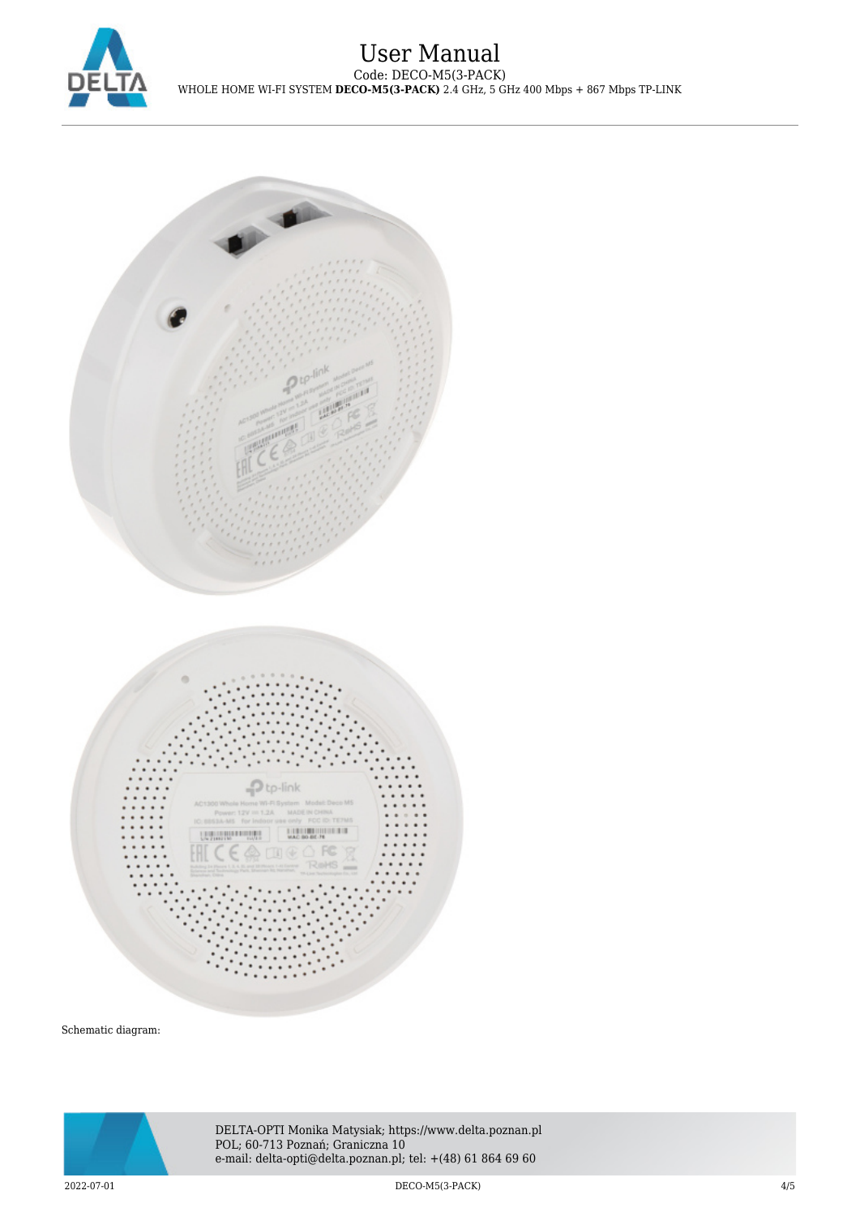Schematic diagram: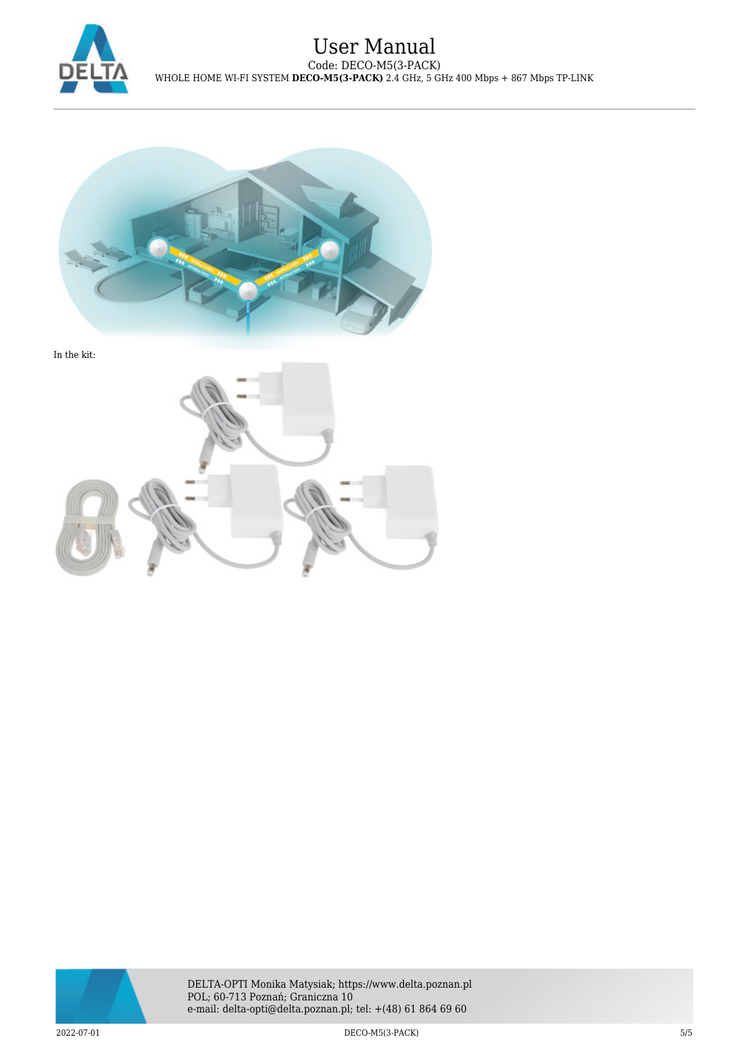In the kit: